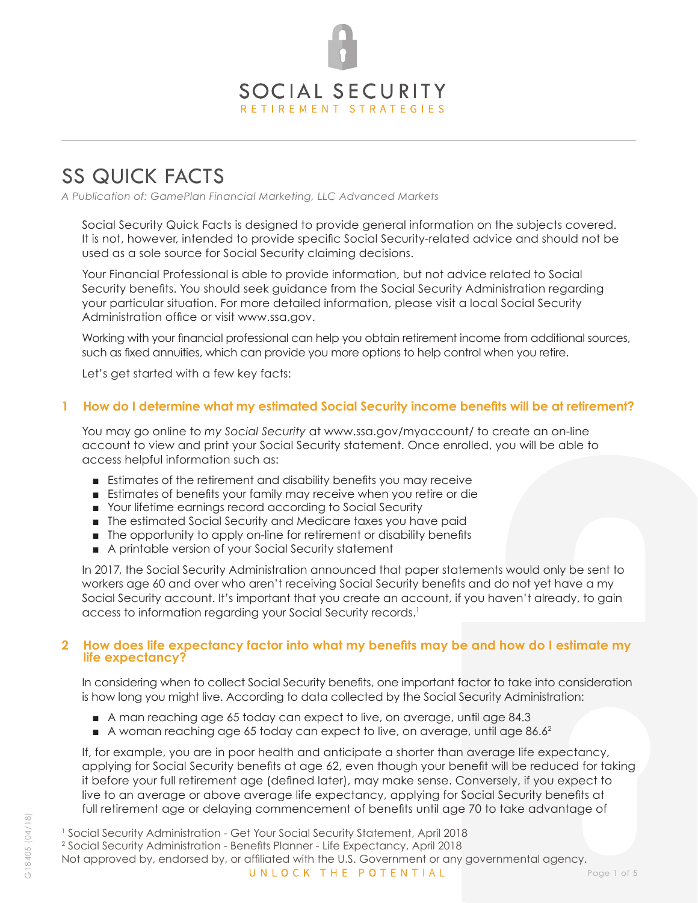# SOCIAL SECURITY

RETIREMENT STRATEGIES

## SS QUICK FACTS

*A Publication of: GamePlan Financial Marketing, LLC Advanced Markets*

Social Security Quick Facts is designed to provide general information on the subjects covered. It is not, however, intended to provide specific Social Security-related advice and should not be used as a sole source for Social Security claiming decisions.

Your Financial Professional is able to provide information, but not advice related to Social Security benefits. You should seek guidance from the Social Security Administration regarding your particular situation. For more detailed information, please visit a local Social Security Administration office or visit www.ssa.gov.

Working with your financial professional can help you obtain retirement income from additional sources, such as fixed annuities, which can provide you more options to help control when you retire.

Let's get started with a few key facts:

### 1 How do I determine what my estimated Social Security income benefits will be at retirement?

You may go online to *my Social Security* at www.ssa.gov/myaccount/ to create an on-line account to view and print your Social Security statement. Once enrolled, you will be able to access helpful information such as:

- Estimates of the retirement and disability benefits you may receive
- Estimates of benefits your family may receive when you retire or die
- Your lifetime earnings record according to Social Security
- The estimated Social Security and Medicare taxes you have paid
- The opportunity to apply on-line for retirement or disability benefits
- A printable version of your Social Security statement

In 2017, the Social Security Administration announced that paper statements would only be sent to workers age 60 and over who aren't receiving Social Security benefits and do not yet have a my Social Security account. It's important that you create an account, if you haven't already, to gain access to information regarding your Social Security records.[1]

### 2 How does life expectancy factor into what my benefits may be and how do I estimate my life expectancy?

In considering when to collect Social Security benefits, one important factor to take into consideration is how long you might live. According to data collected by the Social Security Administration:

- A man reaching age 65 today can expect to live, on average, until age 84.3
- A woman reaching age 65 today can expect to live, on average, until age 86.6[2]

If, for example, you are in poor health and anticipate a shorter than average life expectancy, applying for Social Security benefits at age 62, even though your benefit will be reduced for taking it before your full retirement age (defined later), may make sense. Conversely, if you expect to live to an average or above average life expectancy, applying for Social Security benefits at full retirement age or delaying commencement of benefits until age 70 to take advantage of

[1] Social Security Administration - Get Your Social Security Statement, April 2018
[2] Social Security Administration - Benefits Planner - Life Expectancy, April 2018
Not approved by, endorsed by, or affiliated with the U.S. Government or any governmental agency.

UNLOCK THE POTENTIAL

G18405 (04/18)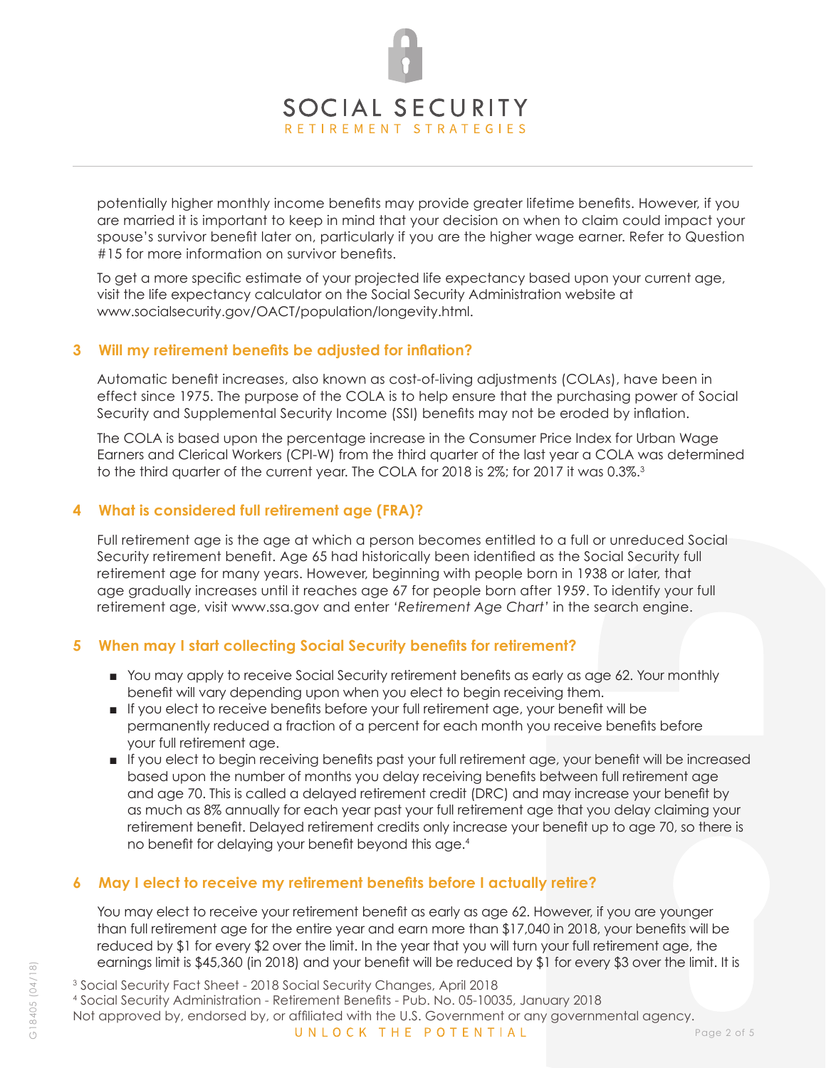potentially higher monthly income benefits may provide greater lifetime benefits. However, if you are married it is important to keep in mind that your decision on when to claim could impact your spouse's survivor benefit later on, particularly if you are the higher wage earner. Refer to Question #15 for more information on survivor benefits.

To get a more specific estimate of your projected life expectancy based upon your current age, visit the life expectancy calculator on the Social Security Administration website at www.socialsecurity.gov/OACT/population/longevity.html.

## 3 Will my retirement benefits be adjusted for inflation?

Automatic benefit increases, also known as cost-of-living adjustments (COLAs), have been in effect since 1975. The purpose of the COLA is to help ensure that the purchasing power of Social Security and Supplemental Security Income (SSI) benefits may not be eroded by inflation.

The COLA is based upon the percentage increase in the Consumer Price Index for Urban Wage Earners and Clerical Workers (CPI-W) from the third quarter of the last year a COLA was determined to the third quarter of the current year. The COLA for 2018 is 2%; for 2017 it was 0.3%.[3]

## 4 What is considered full retirement age (FRA)?

Full retirement age is the age at which a person becomes entitled to a full or unreduced Social Security retirement benefit. Age 65 had historically been identified as the Social Security full retirement age for many years. However, beginning with people born in 1938 or later, that age gradually increases until it reaches age 67 for people born after 1959. To identify your full retirement age, visit www.ssa.gov and enter *'Retirement Age Chart'* in the search engine.

## 5 When may I start collecting Social Security benefits for retirement?

- You may apply to receive Social Security retirement benefits as early as age 62. Your monthly benefit will vary depending upon when you elect to begin receiving them.
- If you elect to receive benefits before your full retirement age, your benefit will be permanently reduced a fraction of a percent for each month you receive benefits before your full retirement age.
- If you elect to begin receiving benefits past your full retirement age, your benefit will be increased based upon the number of months you delay receiving benefits between full retirement age and age 70. This is called a delayed retirement credit (DRC) and may increase your benefit by as much as 8% annually for each year past your full retirement age that you delay claiming your retirement benefit. Delayed retirement credits only increase your benefit up to age 70, so there is no benefit for delaying your benefit beyond this age.[4]

## 6 May I elect to receive my retirement benefits before I actually retire?

You may elect to receive your retirement benefit as early as age 62. However, if you are younger than full retirement age for the entire year and earn more than $17,040 in 2018, your benefits will be reduced by $1 for every $2 over the limit. In the year that you will turn your full retirement age, the earnings limit is $45,360 (in 2018) and your benefit will be reduced by $1 for every $3 over the limit. It is

[3] Social Security Fact Sheet - 2018 Social Security Changes, April 2018

[4] Social Security Administration - Retirement Benefits - Pub. No. 05-10035, January 2018

Not approved by, endorsed by, or affiliated with the U.S. Government or any governmental agency.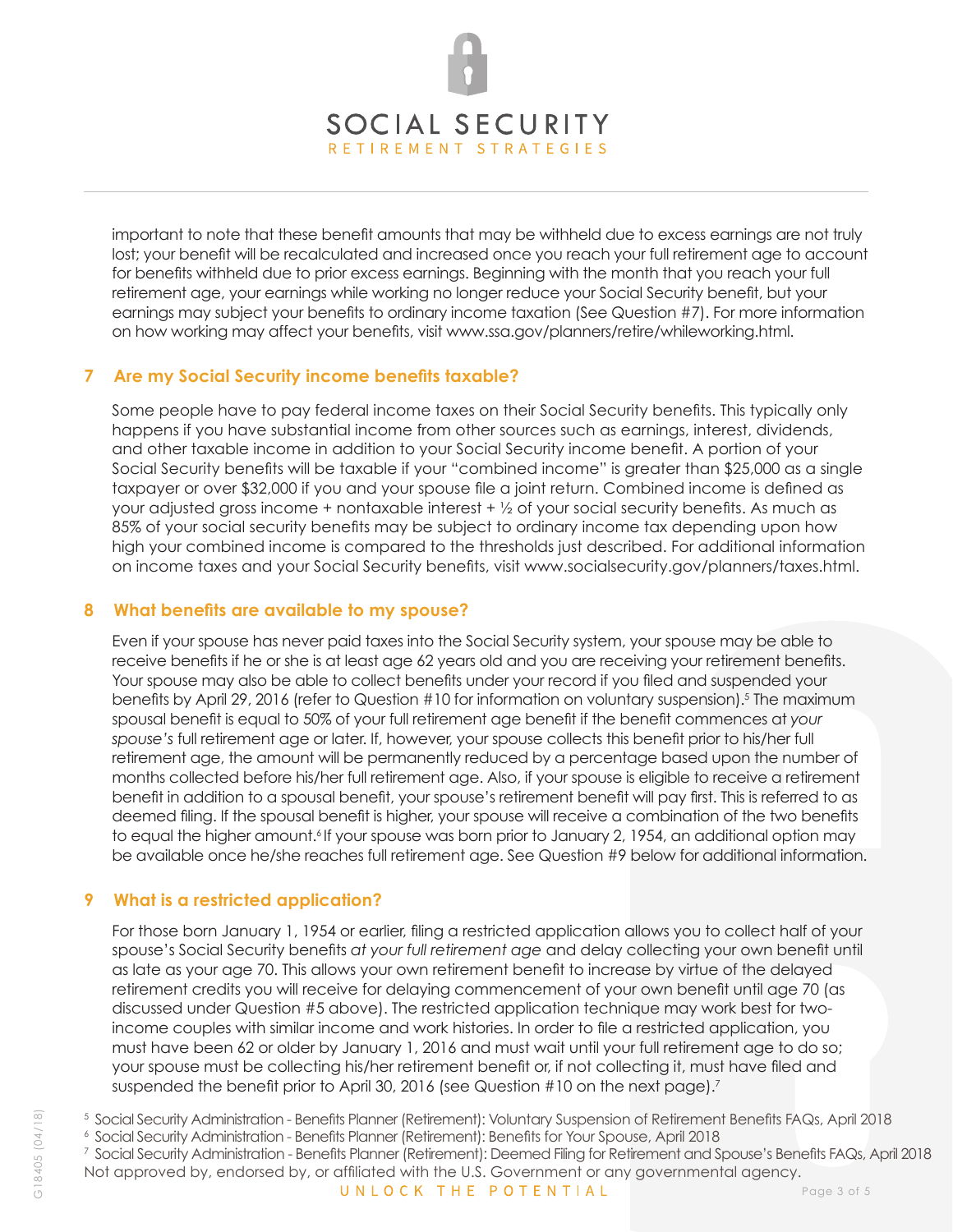important to note that these benefit amounts that may be withheld due to excess earnings are not truly lost; your benefit will be recalculated and increased once you reach your full retirement age to account for benefits withheld due to prior excess earnings. Beginning with the month that you reach your full retirement age, your earnings while working no longer reduce your Social Security benefit, but your earnings may subject your benefits to ordinary income taxation (See Question #7). For more information on how working may affect your benefits, visit www.ssa.gov/planners/retire/whileworking.html.

## 7 Are my Social Security income benefits taxable?

Some people have to pay federal income taxes on their Social Security benefits. This typically only happens if you have substantial income from other sources such as earnings, interest, dividends, and other taxable income in addition to your Social Security income benefit. A portion of your Social Security benefits will be taxable if your "combined income" is greater than $25,000 as a single taxpayer or over $32,000 if you and your spouse file a joint return. Combined income is defined as your adjusted gross income + nontaxable interest + ½ of your social security benefits. As much as 85% of your social security benefits may be subject to ordinary income tax depending upon how high your combined income is compared to the thresholds just described. For additional information on income taxes and your Social Security benefits, visit www.socialsecurity.gov/planners/taxes.html.

## 8 What benefits are available to my spouse?

Even if your spouse has never paid taxes into the Social Security system, your spouse may be able to receive benefits if he or she is at least age 62 years old and you are receiving your retirement benefits. Your spouse may also be able to collect benefits under your record if you filed and suspended your benefits by April 29, 2016 (refer to Question #10 for information on voluntary suspension).[5] The maximum spousal benefit is equal to 50% of your full retirement age benefit if the benefit commences at *your spouse's* full retirement age or later. If, however, your spouse collects this benefit prior to his/her full retirement age, the amount will be permanently reduced by a percentage based upon the number of months collected before his/her full retirement age. Also, if your spouse is eligible to receive a retirement benefit in addition to a spousal benefit, your spouse's retirement benefit will pay first. This is referred to as deemed filing. If the spousal benefit is higher, your spouse will receive a combination of the two benefits to equal the higher amount.[6] If your spouse was born prior to January 2, 1954, an additional option may be available once he/she reaches full retirement age. See Question #9 below for additional information.

## 9 What is a restricted application?

For those born January 1, 1954 or earlier, filing a restricted application allows you to collect half of your spouse's Social Security benefits *at your full retirement age* and delay collecting your own benefit until as late as your age 70. This allows your own retirement benefit to increase by virtue of the delayed retirement credits you will receive for delaying commencement of your own benefit until age 70 (as discussed under Question #5 above). The restricted application technique may work best for two-income couples with similar income and work histories. In order to file a restricted application, you must have been 62 or older by January 1, 2016 and must wait until your full retirement age to do so; your spouse must be collecting his/her retirement benefit or, if not collecting it, must have filed and suspended the benefit prior to April 30, 2016 (see Question #10 on the next page).[7]

[5] Social Security Administration - Benefits Planner (Retirement): Voluntary Suspension of Retirement Benefits FAQs, April 2018
[6] Social Security Administration - Benefits Planner (Retirement): Benefits for Your Spouse, April 2018
[7] Social Security Administration - Benefits Planner (Retirement): Deemed Filing for Retirement and Spouse's Benefits FAQs, April 2018

Not approved by, endorsed by, or affiliated with the U.S. Government or any governmental agency.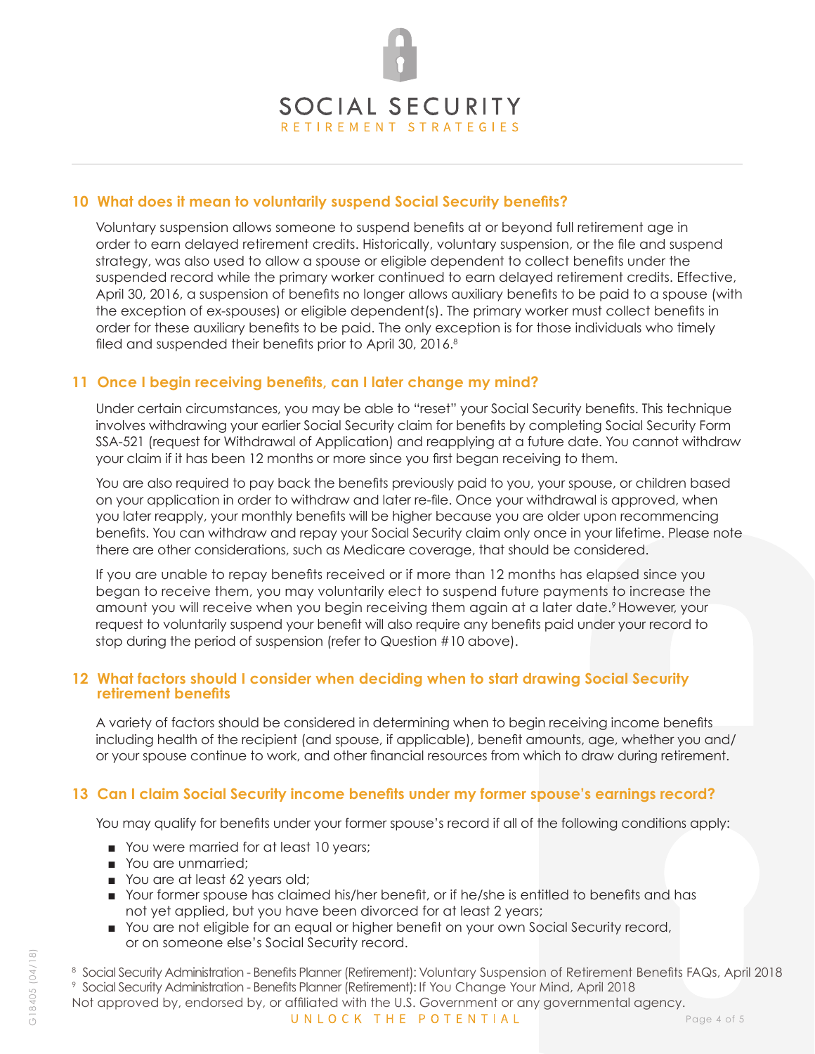## 10 What does it mean to voluntarily suspend Social Security benefits?

Voluntary suspension allows someone to suspend benefits at or beyond full retirement age in order to earn delayed retirement credits. Historically, voluntary suspension, or the file and suspend strategy, was also used to allow a spouse or eligible dependent to collect benefits under the suspended record while the primary worker continued to earn delayed retirement credits. Effective, April 30, 2016, a suspension of benefits no longer allows auxiliary benefits to be paid to a spouse (with the exception of ex-spouses) or eligible dependent(s). The primary worker must collect benefits in order for these auxiliary benefits to be paid. The only exception is for those individuals who timely filed and suspended their benefits prior to April 30, 2016.[8]

## 11 Once I begin receiving benefits, can I later change my mind?

Under certain circumstances, you may be able to "reset" your Social Security benefits. This technique involves withdrawing your earlier Social Security claim for benefits by completing Social Security Form SSA-521 (request for Withdrawal of Application) and reapplying at a future date. You cannot withdraw your claim if it has been 12 months or more since you first began receiving to them.

You are also required to pay back the benefits previously paid to you, your spouse, or children based on your application in order to withdraw and later re-file. Once your withdrawal is approved, when you later reapply, your monthly benefits will be higher because you are older upon recommencing benefits. You can withdraw and repay your Social Security claim only once in your lifetime. Please note there are other considerations, such as Medicare coverage, that should be considered.

If you are unable to repay benefits received or if more than 12 months has elapsed since you began to receive them, you may voluntarily elect to suspend future payments to increase the amount you will receive when you begin receiving them again at a later date.[9] However, your request to voluntarily suspend your benefit will also require any benefits paid under your record to stop during the period of suspension (refer to Question #10 above).

## 12 What factors should I consider when deciding when to start drawing Social Security retirement benefits

A variety of factors should be considered in determining when to begin receiving income benefits including health of the recipient (and spouse, if applicable), benefit amounts, age, whether you and/or your spouse continue to work, and other financial resources from which to draw during retirement.

## 13 Can I claim Social Security income benefits under my former spouse's earnings record?

You may qualify for benefits under your former spouse's record if all of the following conditions apply:

- You were married for at least 10 years;
- You are unmarried;
- You are at least 62 years old;
- Your former spouse has claimed his/her benefit, or if he/she is entitled to benefits and has not yet applied, but you have been divorced for at least 2 years;
- You are not eligible for an equal or higher benefit on your own Social Security record, or on someone else's Social Security record.

[8] Social Security Administration - Benefits Planner (Retirement): Voluntary Suspension of Retirement Benefits FAQs, April 2018
[9] Social Security Administration - Benefits Planner (Retirement): If You Change Your Mind, April 2018

Not approved by, endorsed by, or affiliated with the U.S. Government or any governmental agency.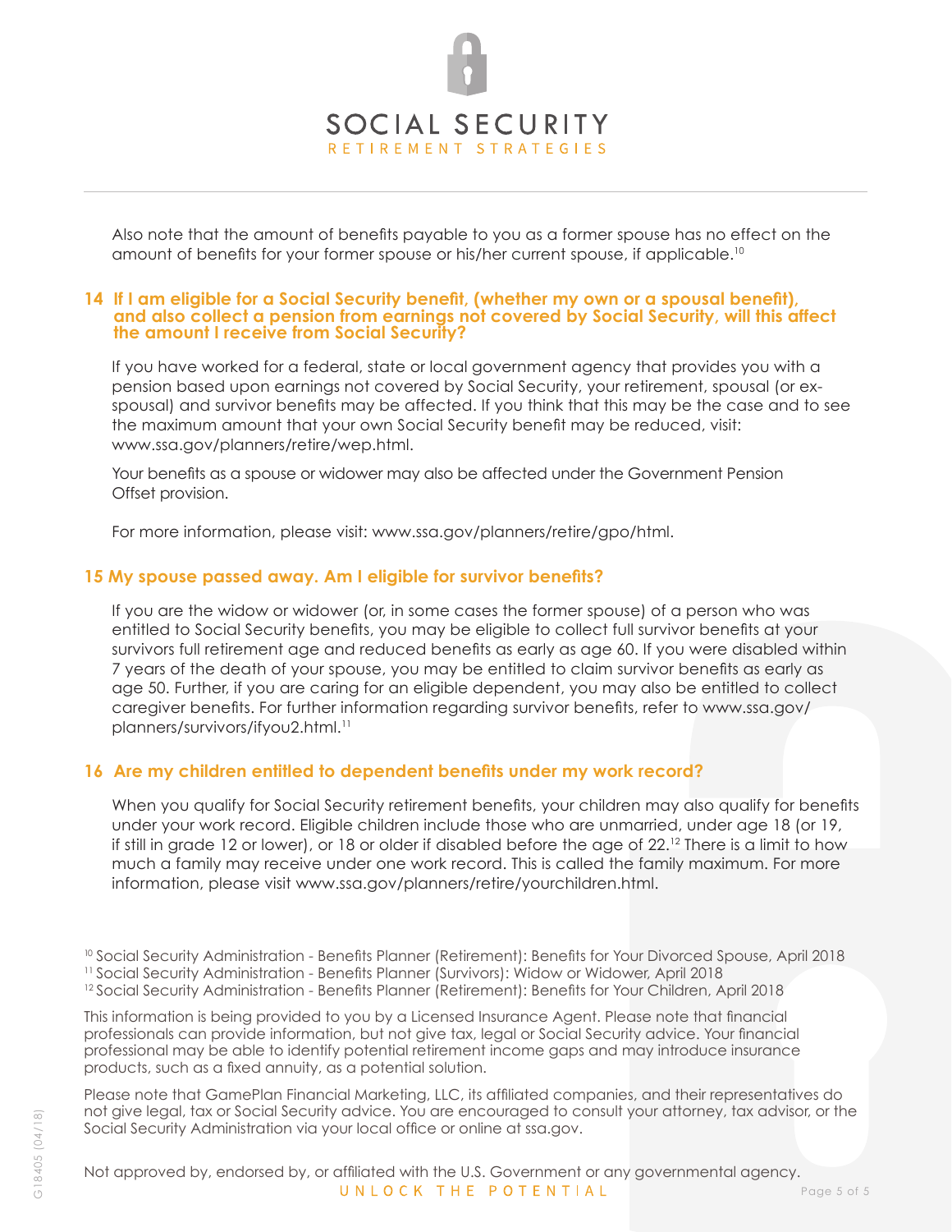Also note that the amount of benefits payable to you as a former spouse has no effect on the amount of benefits for your former spouse or his/her current spouse, if applicable.[10]

## 14 If I am eligible for a Social Security benefit, (whether my own or a spousal benefit), and also collect a pension from earnings not covered by Social Security, will this affect the amount I receive from Social Security?

If you have worked for a federal, state or local government agency that provides you with a pension based upon earnings not covered by Social Security, your retirement, spousal (or ex-spousal) and survivor benefits may be affected. If you think that this may be the case and to see the maximum amount that your own Social Security benefit may be reduced, visit: www.ssa.gov/planners/retire/wep.html.

Your benefits as a spouse or widower may also be affected under the Government Pension Offset provision.

For more information, please visit: www.ssa.gov/planners/retire/gpo/html.

## 15 My spouse passed away. Am I eligible for survivor benefits?

If you are the widow or widower (or, in some cases the former spouse) of a person who was entitled to Social Security benefits, you may be eligible to collect full survivor benefits at your survivors full retirement age and reduced benefits as early as age 60. If you were disabled within 7 years of the death of your spouse, you may be entitled to claim survivor benefits as early as age 50. Further, if you are caring for an eligible dependent, you may also be entitled to collect caregiver benefits. For further information regarding survivor benefits, refer to www.ssa.gov/planners/survivors/ifyou2.html.[11]

## 16 Are my children entitled to dependent benefits under my work record?

When you qualify for Social Security retirement benefits, your children may also qualify for benefits under your work record. Eligible children include those who are unmarried, under age 18 (or 19, if still in grade 12 or lower), or 18 or older if disabled before the age of 22.[12] There is a limit to how much a family may receive under one work record. This is called the family maximum. For more information, please visit www.ssa.gov/planners/retire/yourchildren.html.

[10] Social Security Administration - Benefits Planner (Retirement): Benefits for Your Divorced Spouse, April 2018
[11] Social Security Administration - Benefits Planner (Survivors): Widow or Widower, April 2018
[12] Social Security Administration - Benefits Planner (Retirement): Benefits for Your Children, April 2018

This information is being provided to you by a Licensed Insurance Agent. Please note that financial professionals can provide information, but not give tax, legal or Social Security advice. Your financial professional may be able to identify potential retirement income gaps and may introduce insurance products, such as a fixed annuity, as a potential solution.

Please note that GamePlan Financial Marketing, LLC, its affiliated companies, and their representatives do not give legal, tax or Social Security advice. You are encouraged to consult your attorney, tax advisor, or the Social Security Administration via your local office or online at ssa.gov.

Not approved by, endorsed by, or affiliated with the U.S. Government or any governmental agency.

G18405 (04/18)